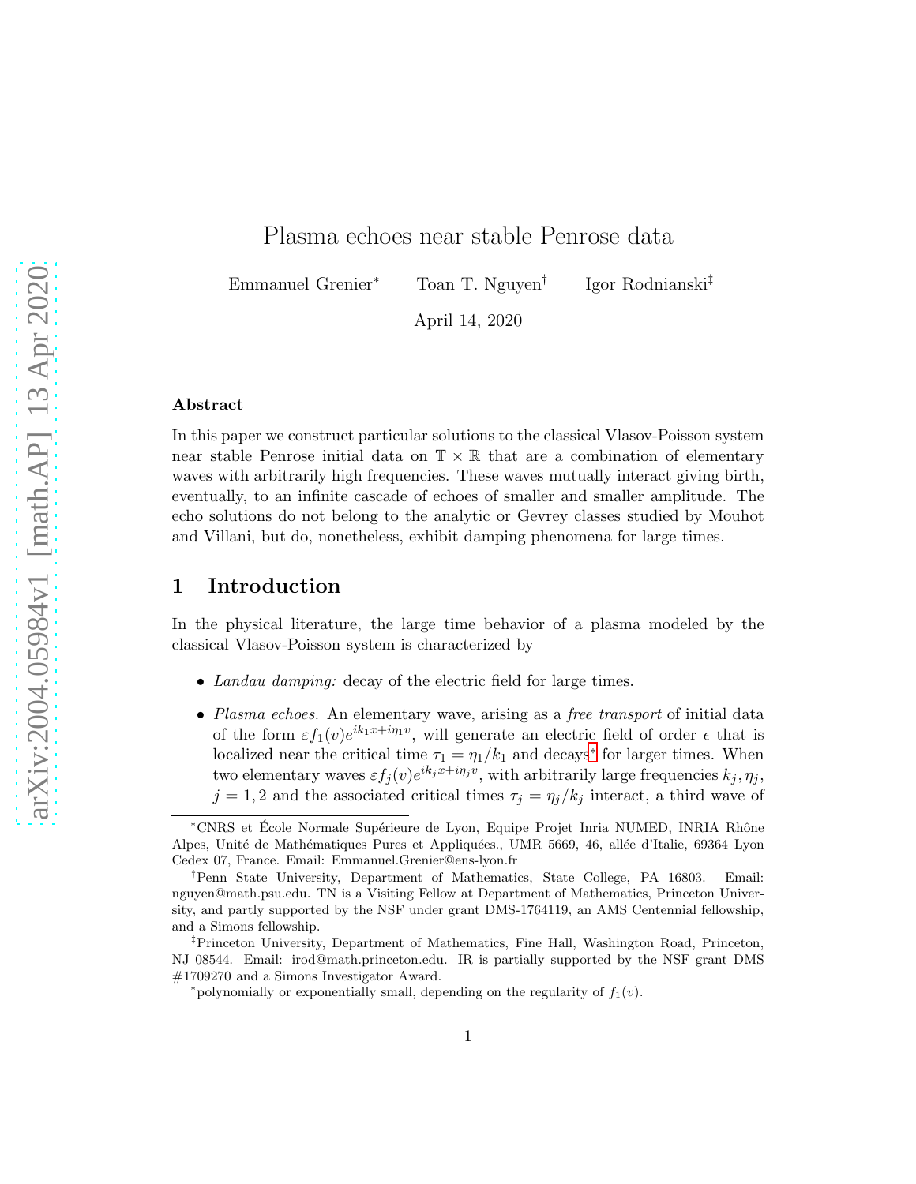# Plasma echoes near stable Penrose data

Emmanuel Grenier[*] Toan T. Nguyen[†] Igor Rodnianski[‡]

April 14, 2020

### Abstract

In this paper we construct particular solutions to the classical Vlasov-Poisson system near stable Penrose initial data on $\mathbb{T} \times \mathbb{R}$ that are a combination of elementary waves with arbitrarily high frequencies. These waves mutually interact giving birth, eventually, to an infinite cascade of echoes of smaller and smaller amplitude. The echo solutions do not belong to the analytic or Gevrey classes studied by Mouhot and Villani, but do, nonetheless, exhibit damping phenomena for large times.

## 1 Introduction

In the physical literature, the large time behavior of a plasma modeled by the classical Vlasov-Poisson system is characterized by

- *Landau damping:* decay of the electric field for large times.
- *Plasma echoes.* An elementary wave, arising as a *free transport* of initial data of the form $\varepsilon f_1(v) e^{ik_1 x + i\eta_1 v}$, will generate an electric field of order $\epsilon$ that is localized near the critical time $\tau_1 = \eta_1 / k_1$ and decays[*] for larger times. When two elementary waves $\varepsilon f_j(v) e^{ik_j x + i\eta_j v}$, with arbitrarily large frequencies $k_j, \eta_j$, $j = 1, 2$ and the associated critical times $\tau_j = \eta_j / k_j$ interact, a third wave of

---

[*]CNRS et École Normale Supérieure de Lyon, Equipe Projet Inria NUMED, INRIA Rhône Alpes, Unité de Mathématiques Pures et Appliquées., UMR 5669, 46, allée d'Italie, 69364 Lyon Cedex 07, France. Email: Emmanuel.Grenier@ens-lyon.fr

[†]Penn State University, Department of Mathematics, State College, PA 16803. Email: nguyen@math.psu.edu. TN is a Visiting Fellow at Department of Mathematics, Princeton University, and partly supported by the NSF under grant DMS-1764119, an AMS Centennial fellowship, and a Simons fellowship.

[‡]Princeton University, Department of Mathematics, Fine Hall, Washington Road, Princeton, NJ 08544. Email: irod@math.princeton.edu. IR is partially supported by the NSF grant DMS #1709270 and a Simons Investigator Award.

[*]polynomially or exponentially small, depending on the regularity of $f_1(v)$.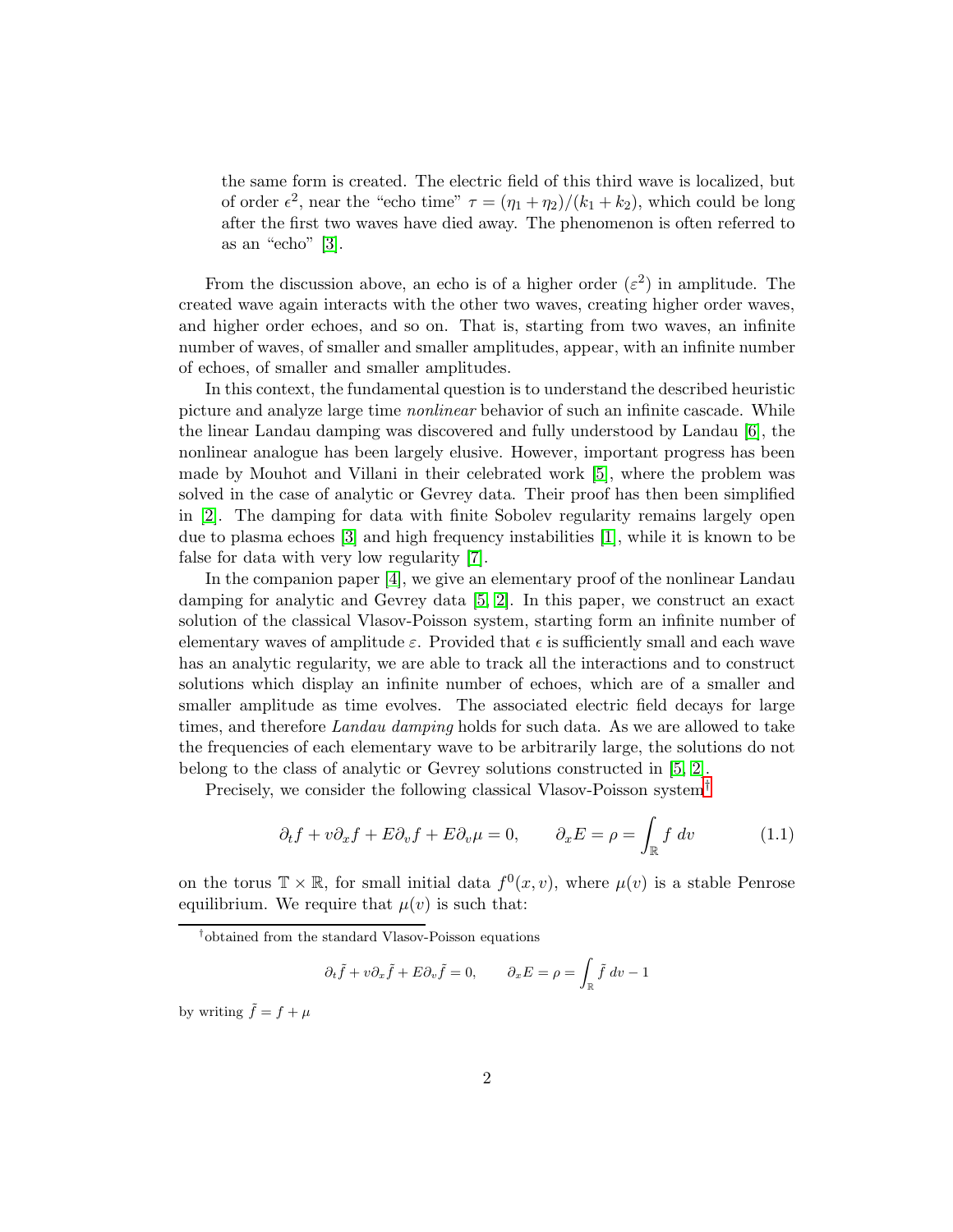the same form is created. The electric field of this third wave is localized, but of order $\epsilon^2$, near the "echo time" $\tau = (\eta_1 + \eta_2)/(k_1 + k_2)$, which could be long after the first two waves have died away. The phenomenon is often referred to as an "echo" [3].

From the discussion above, an echo is of a higher order ($\varepsilon^2$) in amplitude. The created wave again interacts with the other two waves, creating higher order waves, and higher order echoes, and so on. That is, starting from two waves, an infinite number of waves, of smaller and smaller amplitudes, appear, with an infinite number of echoes, of smaller and smaller amplitudes.

In this context, the fundamental question is to understand the described heuristic picture and analyze large time *nonlinear* behavior of such an infinite cascade. While the linear Landau damping was discovered and fully understood by Landau [6], the nonlinear analogue has been largely elusive. However, important progress has been made by Mouhot and Villani in their celebrated work [5], where the problem was solved in the case of analytic or Gevrey data. Their proof has then been simplified in [2]. The damping for data with finite Sobolev regularity remains largely open due to plasma echoes [3] and high frequency instabilities [1], while it is known to be false for data with very low regularity [7].

In the companion paper [4], we give an elementary proof of the nonlinear Landau damping for analytic and Gevrey data [5, 2]. In this paper, we construct an exact solution of the classical Vlasov-Poisson system, starting form an infinite number of elementary waves of amplitude $\varepsilon$. Provided that $\epsilon$ is sufficiently small and each wave has an analytic regularity, we are able to track all the interactions and to construct solutions which display an infinite number of echoes, which are of a smaller and smaller amplitude as time evolves. The associated electric field decays for large times, and therefore *Landau damping* holds for such data. As we are allowed to take the frequencies of each elementary wave to be arbitrarily large, the solutions do not belong to the class of analytic or Gevrey solutions constructed in [5, 2].

Precisely, we consider the following classical Vlasov-Poisson system[†]

$$\partial_t f + v\partial_x f + E\partial_v f + E\partial_v \mu = 0, \qquad \partial_x E = \rho = \int_{\mathbb{R}} f \, dv \tag{1.1}$$

on the torus $\mathbb{T} \times \mathbb{R}$, for small initial data $f^0(x, v)$, where $\mu(v)$ is a stable Penrose equilibrium. We require that $\mu(v)$ is such that:

[†]obtained from the standard Vlasov-Poisson equations

$$\partial_t \tilde{f} + v\partial_x \tilde{f} + E\partial_v \tilde{f} = 0, \qquad \partial_x E = \rho = \int_{\mathbb{R}} \tilde{f} \, dv - 1$$

by writing $\tilde{f} = f + \mu$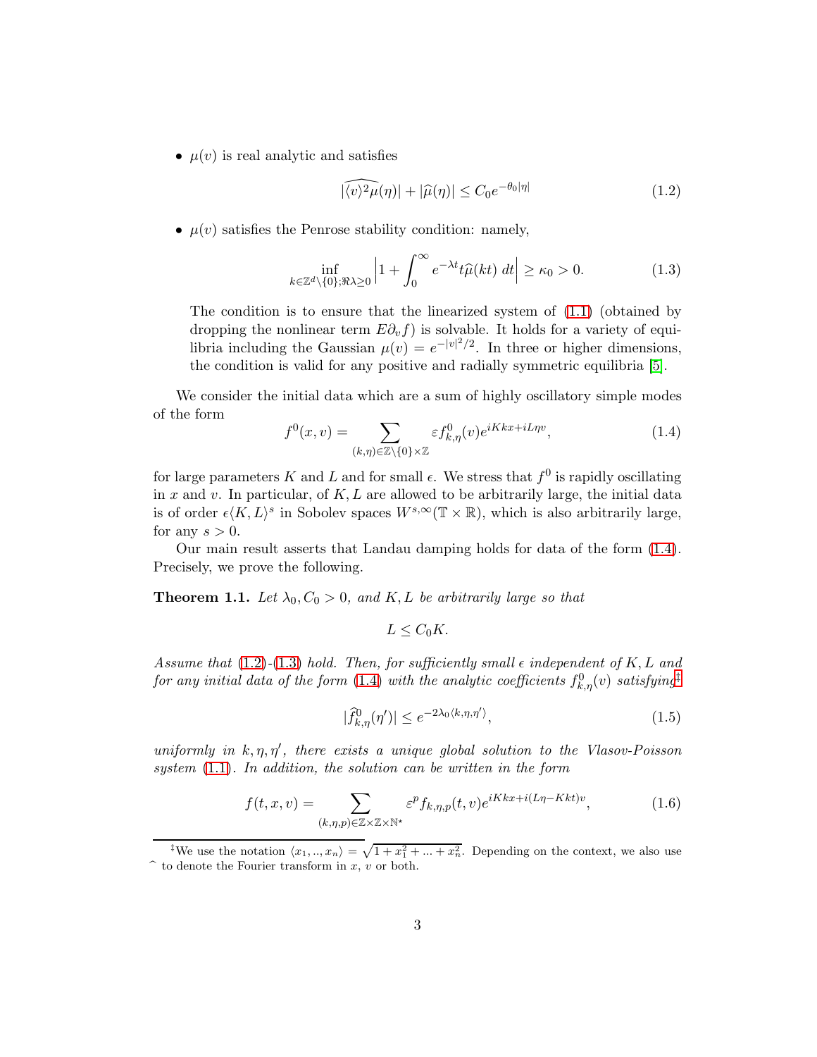- $\mu(v)$ is real analytic and satisfies

$$|\widehat{\langle v\rangle^2\mu}(\eta)| + |\widehat{\mu}(\eta)| \le C_0 e^{-\theta_0|\eta|} \tag{1.2}$$

- $\mu(v)$ satisfies the Penrose stability condition: namely,

$$\inf_{k\in\mathbb{Z}^d\setminus\{0\};\Re\lambda\ge 0}\Big|1+\int_0^\infty e^{-\lambda t}t\widehat{\mu}(kt)\,dt\Big| \ge \kappa_0 > 0. \tag{1.3}$$

  The condition is to ensure that the linearized system of (1.1) (obtained by dropping the nonlinear term $E\partial_v f$) is solvable. It holds for a variety of equilibria including the Gaussian $\mu(v) = e^{-|v|^2/2}$. In three or higher dimensions, the condition is valid for any positive and radially symmetric equilibria [5].

We consider the initial data which are a sum of highly oscillatory simple modes of the form

$$f^0(x,v) = \sum_{(k,\eta)\in\mathbb{Z}\setminus\{0\}\times\mathbb{Z}} \varepsilon f^0_{k,\eta}(v)e^{iKkx+iL\eta v}, \tag{1.4}$$

for large parameters $K$ and $L$ and for small $\epsilon$. We stress that $f^0$ is rapidly oscillating in $x$ and $v$. In particular, of $K, L$ are allowed to be arbitrarily large, the initial data is of order $\epsilon\langle K,L\rangle^s$ in Sobolev spaces $W^{s,\infty}(\mathbb{T}\times\mathbb{R})$, which is also arbitrarily large, for any $s>0$.

Our main result asserts that Landau damping holds for data of the form (1.4). Precisely, we prove the following.

**Theorem 1.1.** *Let $\lambda_0, C_0 > 0$, and $K, L$ be arbitrarily large so that*

$$L \le C_0 K.$$

*Assume that (1.2)-(1.3) hold. Then, for sufficiently small $\epsilon$ independent of $K, L$ and for any initial data of the form (1.4) with the analytic coefficients $f^0_{k,\eta}(v)$ satisfying*[‡]

$$|\widehat{f}^0_{k,\eta}(\eta')| \le e^{-2\lambda_0\langle k,\eta,\eta'\rangle}, \tag{1.5}$$

*uniformly in $k, \eta, \eta'$, there exists a unique global solution to the Vlasov-Poisson system (1.1). In addition, the solution can be written in the form*

$$f(t,x,v) = \sum_{(k,\eta,p)\in\mathbb{Z}\times\mathbb{Z}\times\mathbb{N}^\star} \varepsilon^p f_{k,\eta,p}(t,v)e^{iKkx+i(L\eta-Kkt)v}, \tag{1.6}$$

[‡] We use the notation $\langle x_1,..,x_n\rangle = \sqrt{1+x_1^2+...+x_n^2}$. Depending on the context, we also use $\widehat{\ }$ to denote the Fourier transform in $x$, $v$ or both.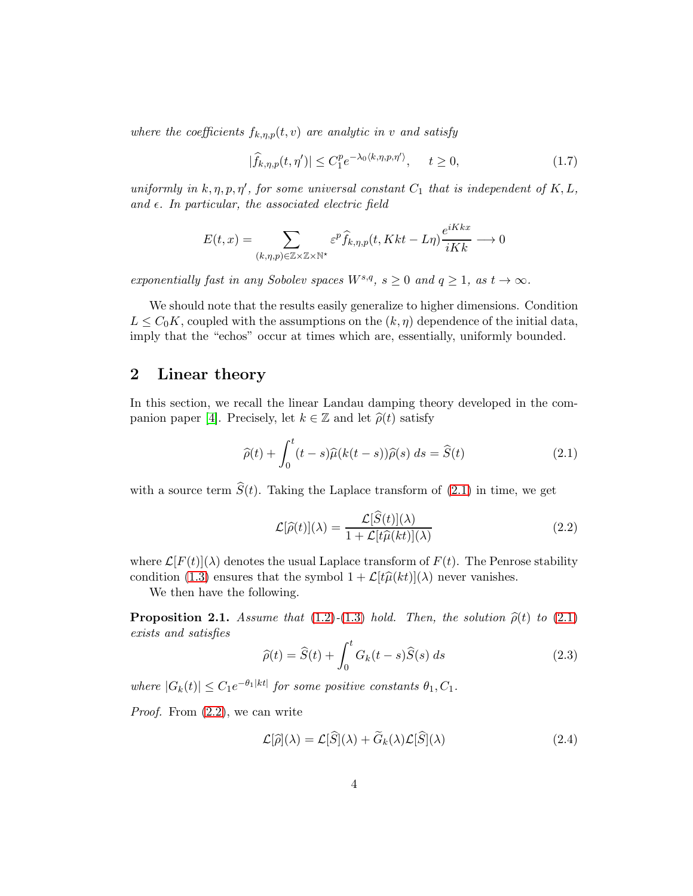*where the coefficients $f_{k,\eta,p}(t,v)$ are analytic in $v$ and satisfy*

$$|\widehat{f}_{k,\eta,p}(t,\eta')| \le C_1^p e^{-\lambda_0\langle k,\eta,p,\eta'\rangle}, \qquad t \ge 0, \tag{1.7}$$

*uniformly in $k,\eta,p,\eta'$, for some universal constant $C_1$ that is independent of $K, L$, and $\epsilon$. In particular, the associated electric field*

$$E(t,x) = \sum_{(k,\eta,p)\in\mathbb{Z}\times\mathbb{Z}\times\mathbb{N}^\star} \varepsilon^p \widehat{f}_{k,\eta,p}(t, Kkt - L\eta)\frac{e^{iKkx}}{iKk} \longrightarrow 0$$

*exponentially fast in any Sobolev spaces $W^{s,q}$, $s \ge 0$ and $q \ge 1$, as $t \to \infty$.*

We should note that the results easily generalize to higher dimensions. Condition $L \le C_0 K$, coupled with the assumptions on the $(k,\eta)$ dependence of the initial data, imply that the "echos" occur at times which are, essentially, uniformly bounded.

## 2 Linear theory

In this section, we recall the linear Landau damping theory developed in the companion paper [4]. Precisely, let $k \in \mathbb{Z}$ and let $\widehat{\rho}(t)$ satisfy

$$\widehat{\rho}(t) + \int_0^t (t-s)\widehat{\mu}(k(t-s))\widehat{\rho}(s)\, ds = \widehat{S}(t) \tag{2.1}$$

with a source term $\widehat{S}(t)$. Taking the Laplace transform of (2.1) in time, we get

$$\mathcal{L}[\widehat{\rho}(t)](\lambda) = \frac{\mathcal{L}[\widehat{S}(t)](\lambda)}{1 + \mathcal{L}[t\widehat{\mu}(kt)](\lambda)} \tag{2.2}$$

where $\mathcal{L}[F(t)](\lambda)$ denotes the usual Laplace transform of $F(t)$. The Penrose stability condition (1.3) ensures that the symbol $1 + \mathcal{L}[t\widehat{\mu}(kt)](\lambda)$ never vanishes.

We then have the following.

**Proposition 2.1.** *Assume that (1.2)-(1.3) hold. Then, the solution $\widehat{\rho}(t)$ to (2.1) exists and satisfies*

$$\widehat{\rho}(t) = \widehat{S}(t) + \int_0^t G_k(t-s)\widehat{S}(s)\, ds \tag{2.3}$$

*where $|G_k(t)| \le C_1 e^{-\theta_1|kt|}$ for some positive constants $\theta_1, C_1$.*

*Proof.* From (2.2), we can write

$$\mathcal{L}[\widehat{\rho}](\lambda) = \mathcal{L}[\widehat{S}](\lambda) + \widetilde{G}_k(\lambda)\mathcal{L}[\widehat{S}](\lambda) \tag{2.4}$$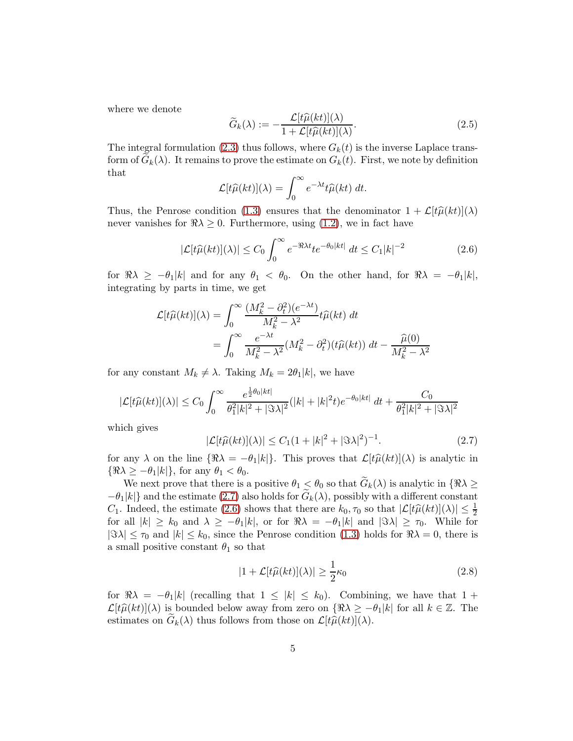where we denote

$$\widetilde{G}_k(\lambda) := -\frac{\mathcal{L}[t\widehat{\mu}(kt)](\lambda)}{1+\mathcal{L}[t\widehat{\mu}(kt)](\lambda)}. \tag{2.5}$$

The integral formulation (2.3) thus follows, where $G_k(t)$ is the inverse Laplace transform of $\widetilde{G}_k(\lambda)$. It remains to prove the estimate on $G_k(t)$. First, we note by definition that

$$\mathcal{L}[t\widehat{\mu}(kt)](\lambda) = \int_0^\infty e^{-\lambda t} t\widehat{\mu}(kt)\; dt.$$

Thus, the Penrose condition (1.3) ensures that the denominator $1+\mathcal{L}[t\widehat{\mu}(kt)](\lambda)$ never vanishes for $\Re\lambda \ge 0$. Furthermore, using (1.2), we in fact have

$$|\mathcal{L}[t\widehat{\mu}(kt)](\lambda)| \le C_0 \int_0^\infty e^{-\Re\lambda t} te^{-\theta_0|kt|}\; dt \le C_1|k|^{-2} \tag{2.6}$$

for $\Re\lambda \ge -\theta_1|k|$ and for any $\theta_1 < \theta_0$. On the other hand, for $\Re\lambda = -\theta_1|k|$, integrating by parts in time, we get

$$\begin{aligned}\mathcal{L}[t\widehat{\mu}(kt)](\lambda) &= \int_0^\infty \frac{(M_k^2-\partial_t^2)(e^{-\lambda t})}{M_k^2-\lambda^2} t\widehat{\mu}(kt)\; dt \\ &= \int_0^\infty \frac{e^{-\lambda t}}{M_k^2-\lambda^2}(M_k^2-\partial_t^2)(t\widehat{\mu}(kt))\; dt - \frac{\widehat{\mu}(0)}{M_k^2-\lambda^2}\end{aligned}$$

for any constant $M_k \ne \lambda$. Taking $M_k = 2\theta_1|k|$, we have

$$|\mathcal{L}[t\widehat{\mu}(kt)](\lambda)| \le C_0 \int_0^\infty \frac{e^{\frac{1}{2}\theta_0|kt|}}{\theta_1^2|k|^2+|\Im\lambda|^2}(|k|+|k|^2t)e^{-\theta_0|kt|}\; dt + \frac{C_0}{\theta_1^2|k|^2+|\Im\lambda|^2}$$

which gives

$$|\mathcal{L}[t\widehat{\mu}(kt)](\lambda)| \le C_1(1+|k|^2+|\Im\lambda|^2)^{-1}. \tag{2.7}$$

for any $\lambda$ on the line $\{\Re\lambda = -\theta_1|k|\}$. This proves that $\mathcal{L}[t\widehat{\mu}(kt)](\lambda)$ is analytic in $\{\Re\lambda \ge -\theta_1|k|\}$, for any $\theta_1 < \theta_0$.

We next prove that there is a positive $\theta_1 \le \theta_0$ so that $\widetilde{G}_k(\lambda)$ is analytic in $\{\Re\lambda \ge -\theta_1|k|\}$ and the estimate (2.7) also holds for $\widetilde{G}_k(\lambda)$, possibly with a different constant $C_1$. Indeed, the estimate (2.6) shows that there are $k_0, \tau_0$ so that $|\mathcal{L}[t\widehat{\mu}(kt)](\lambda)| \le \frac{1}{2}$ for all $|k| \ge k_0$ and $\lambda \ge -\theta_1|k|$, or for $\Re\lambda = -\theta_1|k|$ and $|\Im\lambda| \ge \tau_0$. While for $|\Im\lambda| \le \tau_0$ and $|k| \le k_0$, since the Penrose condition (1.3) holds for $\Re\lambda = 0$, there is a small positive constant $\theta_1$ so that

$$|1+\mathcal{L}[t\widehat{\mu}(kt)](\lambda)| \ge \frac{1}{2}\kappa_0 \tag{2.8}$$

for $\Re\lambda = -\theta_1|k|$ (recalling that $1 \le |k| \le k_0$). Combining, we have that $1+\mathcal{L}[t\widehat{\mu}(kt)](\lambda)$ is bounded below away from zero on $\{\Re\lambda \ge -\theta_1|k|$ for all $k \in \mathbb{Z}$. The estimates on $\widetilde{G}_k(\lambda)$ thus follows from those on $\mathcal{L}[t\widehat{\mu}(kt)](\lambda)$.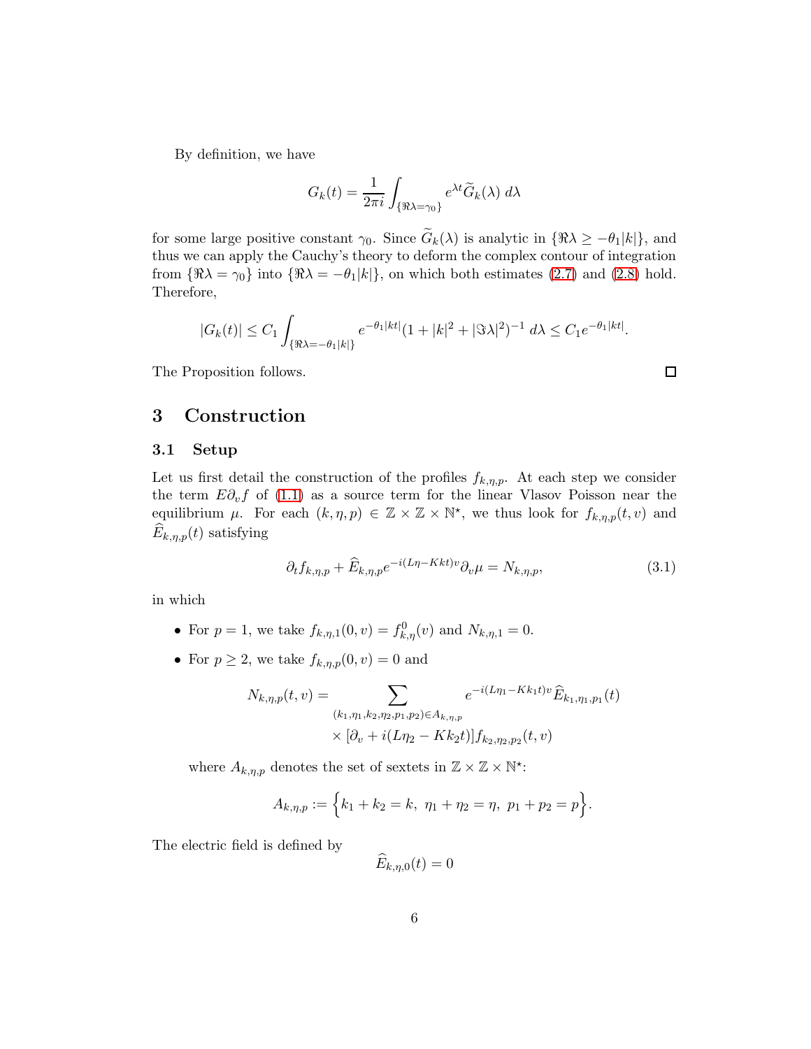By definition, we have

$$G_k(t) = \frac{1}{2\pi i} \int_{\{\Re\lambda = \gamma_0\}} e^{\lambda t} \widetilde{G}_k(\lambda)\, d\lambda$$

for some large positive constant $\gamma_0$. Since $\widetilde{G}_k(\lambda)$ is analytic in $\{\Re\lambda \geq -\theta_1|k|\}$, and thus we can apply the Cauchy's theory to deform the complex contour of integration from $\{\Re\lambda = \gamma_0\}$ into $\{\Re\lambda = -\theta_1|k|\}$, on which both estimates (2.7) and (2.8) hold. Therefore,

$$|G_k(t)| \leq C_1 \int_{\{\Re\lambda = -\theta_1|k|\}} e^{-\theta_1|kt|} (1 + |k|^2 + |\Im\lambda|^2)^{-1}\, d\lambda \leq C_1 e^{-\theta_1|kt|}.$$

The Proposition follows. $\square$

# 3 Construction

## 3.1 Setup

Let us first detail the construction of the profiles $f_{k,\eta,p}$. At each step we consider the term $E\partial_v f$ of (1.1) as a source term for the linear Vlasov Poisson near the equilibrium $\mu$. For each $(k, \eta, p) \in \mathbb{Z} \times \mathbb{Z} \times \mathbb{N}^\star$, we thus look for $f_{k,\eta,p}(t, v)$ and $\widehat{E}_{k,\eta,p}(t)$ satisfying

$$\partial_t f_{k,\eta,p} + \widehat{E}_{k,\eta,p} e^{-i(L\eta - Kkt)v} \partial_v \mu = N_{k,\eta,p}, \tag{3.1}$$

in which

- For $p = 1$, we take $f_{k,\eta,1}(0, v) = f^0_{k,\eta}(v)$ and $N_{k,\eta,1} = 0$.
- For $p \geq 2$, we take $f_{k,\eta,p}(0, v) = 0$ and

$$\begin{aligned} N_{k,\eta,p}(t, v) = &\sum_{(k_1,\eta_1,k_2,\eta_2,p_1,p_2) \in A_{k,\eta,p}} e^{-i(L\eta_1 - Kk_1 t)v} \widehat{E}_{k_1,\eta_1,p_1}(t) \\ &\times [\partial_v + i(L\eta_2 - Kk_2 t)] f_{k_2,\eta_2,p_2}(t, v) \end{aligned}$$

  where $A_{k,\eta,p}$ denotes the set of sextets in $\mathbb{Z} \times \mathbb{Z} \times \mathbb{N}^\star$:

$$A_{k,\eta,p} := \Big\{ k_1 + k_2 = k,\ \eta_1 + \eta_2 = \eta,\ p_1 + p_2 = p \Big\}.$$

The electric field is defined by

$$\widehat{E}_{k,\eta,0}(t) = 0$$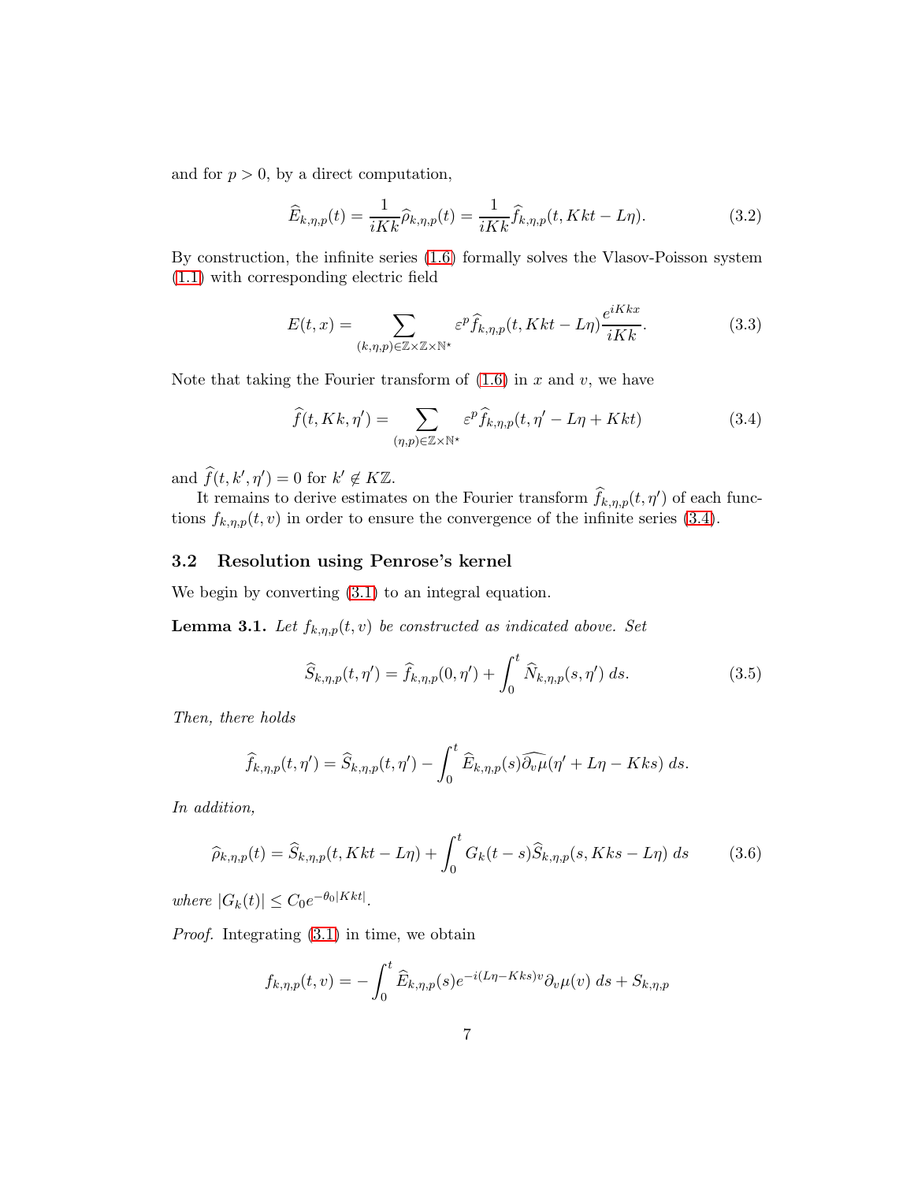and for $p > 0$, by a direct computation,

$$\widehat{E}_{k,\eta,p}(t) = \frac{1}{iKk}\widehat{\rho}_{k,\eta,p}(t) = \frac{1}{iKk}\widehat{f}_{k,\eta,p}(t, Kkt - L\eta). \tag{3.2}$$

By construction, the infinite series (1.6) formally solves the Vlasov-Poisson system (1.1) with corresponding electric field

$$E(t,x) = \sum_{(k,\eta,p)\in\mathbb{Z}\times\mathbb{Z}\times\mathbb{N}^\star} \varepsilon^p \widehat{f}_{k,\eta,p}(t, Kkt - L\eta)\frac{e^{iKkx}}{iKk}. \tag{3.3}$$

Note that taking the Fourier transform of (1.6) in $x$ and $v$, we have

$$\widehat{f}(t, Kk, \eta') = \sum_{(\eta,p)\in\mathbb{Z}\times\mathbb{N}^\star} \varepsilon^p \widehat{f}_{k,\eta,p}(t, \eta' - L\eta + Kkt) \tag{3.4}$$

and $\widehat{f}(t, k', \eta') = 0$ for $k' \notin K\mathbb{Z}$.

It remains to derive estimates on the Fourier transform $\widehat{f}_{k,\eta,p}(t,\eta')$ of each functions $f_{k,\eta,p}(t,v)$ in order to ensure the convergence of the infinite series (3.4).

### 3.2 Resolution using Penrose's kernel

We begin by converting (3.1) to an integral equation.

**Lemma 3.1.** *Let $f_{k,\eta,p}(t,v)$ be constructed as indicated above. Set*

$$\widehat{S}_{k,\eta,p}(t,\eta') = \widehat{f}_{k,\eta,p}(0,\eta') + \int_0^t \widehat{N}_{k,\eta,p}(s,\eta')\, ds. \tag{3.5}$$

*Then, there holds*

$$\widehat{f}_{k,\eta,p}(t,\eta') = \widehat{S}_{k,\eta,p}(t,\eta') - \int_0^t \widehat{E}_{k,\eta,p}(s)\widehat{\partial_v\mu}(\eta' + L\eta - Kks)\, ds.$$

*In addition,*

$$\widehat{\rho}_{k,\eta,p}(t) = \widehat{S}_{k,\eta,p}(t, Kkt - L\eta) + \int_0^t G_k(t-s)\widehat{S}_{k,\eta,p}(s, Kks - L\eta)\, ds \tag{3.6}$$

*where $|G_k(t)| \le C_0 e^{-\theta_0|Kkt|}$.*

*Proof.* Integrating (3.1) in time, we obtain

$$f_{k,\eta,p}(t,v) = -\int_0^t \widehat{E}_{k,\eta,p}(s)e^{-i(L\eta - Kks)v}\partial_v\mu(v)\, ds + S_{k,\eta,p}$$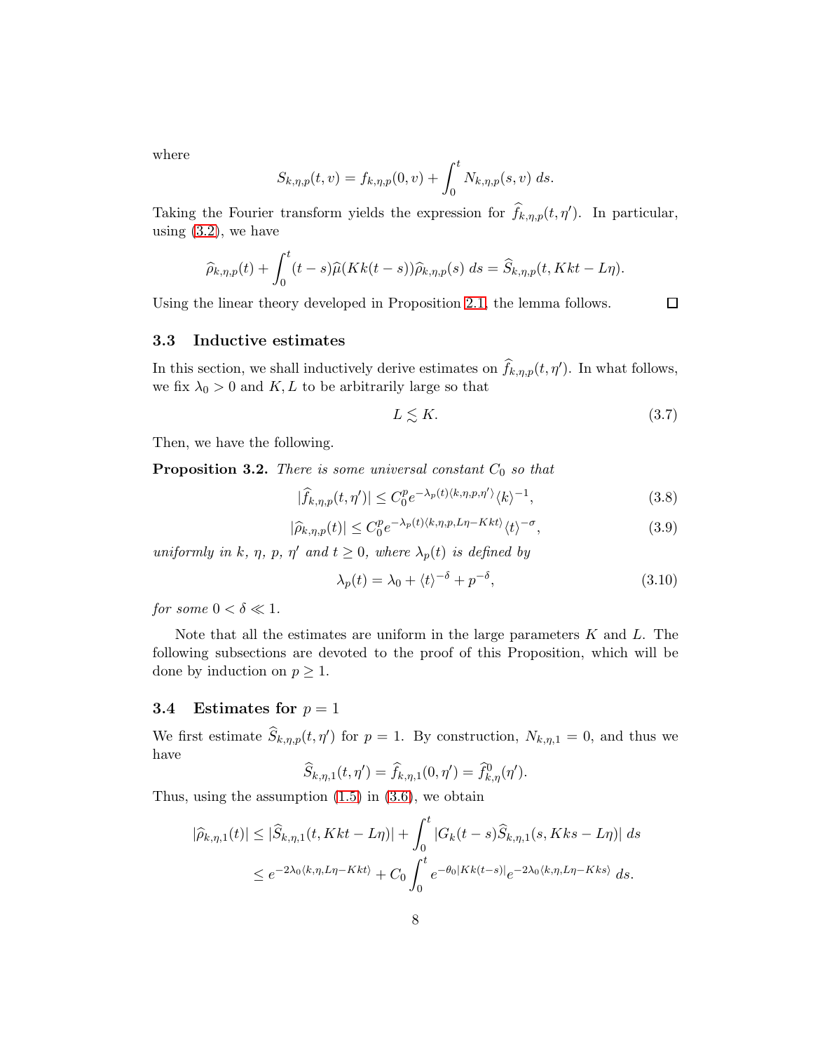where

$$S_{k,\eta,p}(t,v) = f_{k,\eta,p}(0,v) + \int_0^t N_{k,\eta,p}(s,v)\;ds.$$

Taking the Fourier transform yields the expression for $\widehat{f}_{k,\eta,p}(t,\eta')$. In particular, using (3.2), we have

$$\widehat{\rho}_{k,\eta,p}(t) + \int_0^t (t-s)\widehat{\mu}(Kk(t-s))\widehat{\rho}_{k,\eta,p}(s)\;ds = \widehat{S}_{k,\eta,p}(t, Kkt - L\eta).$$

Using the linear theory developed in Proposition 2.1, the lemma follows. $\square$

### 3.3 Inductive estimates

In this section, we shall inductively derive estimates on $\widehat{f}_{k,\eta,p}(t,\eta')$. In what follows, we fix $\lambda_0 > 0$ and $K, L$ to be arbitrarily large so that

$$L \lesssim K. \tag{3.7}$$

Then, we have the following.

**Proposition 3.2.** *There is some universal constant $C_0$ so that*

$$|\widehat{f}_{k,\eta,p}(t,\eta')| \le C_0^p e^{-\lambda_p(t)\langle k,\eta,p,\eta'\rangle}\langle k\rangle^{-1}, \tag{3.8}$$

$$|\widehat{\rho}_{k,\eta,p}(t)| \le C_0^p e^{-\lambda_p(t)\langle k,\eta,p,L\eta - Kkt\rangle}\langle t\rangle^{-\sigma}, \tag{3.9}$$

*uniformly in $k$, $\eta$, $p$, $\eta'$ and $t \ge 0$, where $\lambda_p(t)$ is defined by*

$$\lambda_p(t) = \lambda_0 + \langle t\rangle^{-\delta} + p^{-\delta}, \tag{3.10}$$

*for some $0 < \delta \ll 1$.*

Note that all the estimates are uniform in the large parameters $K$ and $L$. The following subsections are devoted to the proof of this Proposition, which will be done by induction on $p \ge 1$.

### 3.4 Estimates for $p = 1$

We first estimate $\widehat{S}_{k,\eta,p}(t,\eta')$ for $p = 1$. By construction, $N_{k,\eta,1} = 0$, and thus we have

$$\widehat{S}_{k,\eta,1}(t,\eta') = \widehat{f}_{k,\eta,1}(0,\eta') = \widehat{f}^0_{k,\eta}(\eta').$$

Thus, using the assumption (1.5) in (3.6), we obtain

$$\begin{aligned} |\widehat{\rho}_{k,\eta,1}(t)| &\le |\widehat{S}_{k,\eta,1}(t, Kkt - L\eta)| + \int_0^t |G_k(t-s)\widehat{S}_{k,\eta,1}(s, Kks - L\eta)|\;ds \\ &\le e^{-2\lambda_0\langle k,\eta,L\eta - Kkt\rangle} + C_0\int_0^t e^{-\theta_0|Kk(t-s)|}e^{-2\lambda_0\langle k,\eta,L\eta - Kks\rangle}\;ds. \end{aligned}$$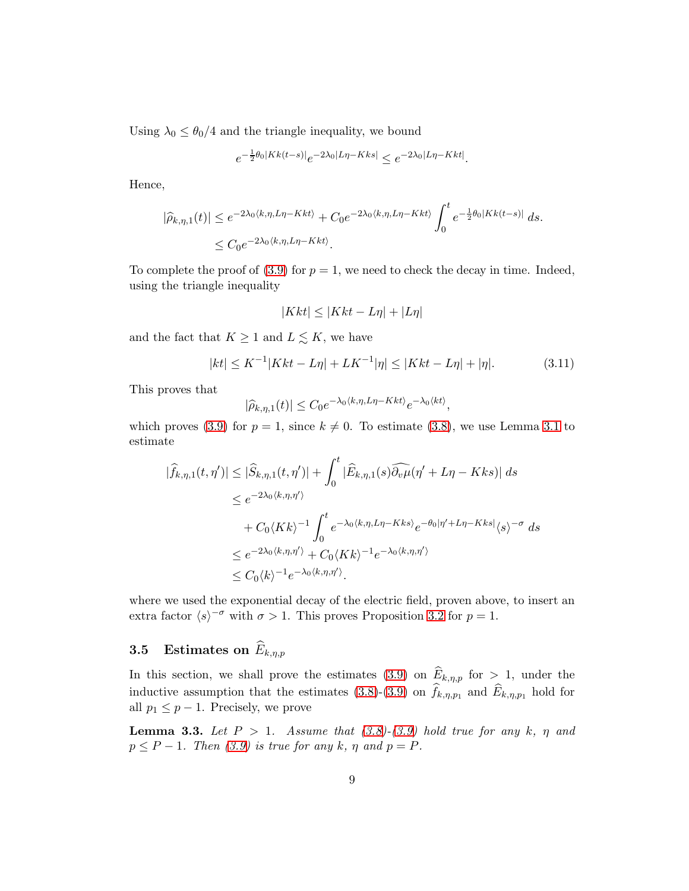Using $\lambda_0 \le \theta_0/4$ and the triangle inequality, we bound

$$e^{-\frac{1}{2}\theta_0 |Kk(t-s)|} e^{-2\lambda_0 |L\eta - Kks|} \le e^{-2\lambda_0 |L\eta - Kkt|}.$$

Hence,

$$\begin{aligned}|\widehat{\rho}_{k,\eta,1}(t)| &\le e^{-2\lambda_0 \langle k,\eta, L\eta - Kkt\rangle} + C_0 e^{-2\lambda_0 \langle k,\eta,L\eta - Kkt\rangle} \int_0^t e^{-\frac{1}{2}\theta_0 |Kk(t-s)|}\, ds. \\ &\le C_0 e^{-2\lambda_0 \langle k,\eta,L\eta - Kkt\rangle}.\end{aligned}$$

To complete the proof of (3.9) for $p = 1$, we need to check the decay in time. Indeed, using the triangle inequality

$$|Kkt| \le |Kkt - L\eta| + |L\eta|$$

and the fact that $K \ge 1$ and $L \lesssim K$, we have

$$|kt| \le K^{-1}|Kkt - L\eta| + LK^{-1}|\eta| \le |Kkt - L\eta| + |\eta|. \tag{3.11}$$

This proves that

$$|\widehat{\rho}_{k,\eta,1}(t)| \le C_0 e^{-\lambda_0 \langle k,\eta,L\eta - Kkt\rangle} e^{-\lambda_0 \langle kt\rangle},$$

which proves (3.9) for $p = 1$, since $k \neq 0$. To estimate (3.8), we use Lemma 3.1 to estimate

$$\begin{aligned}|\widehat{f}_{k,\eta,1}(t,\eta')| &\le |\widehat{S}_{k,\eta,1}(t,\eta')| + \int_0^t |\widehat{E}_{k,\eta,1}(s) \widehat{\partial_v \mu}(\eta' + L\eta - Kks)|\, ds \\ &\le e^{-2\lambda_0 \langle k,\eta,\eta'\rangle} \\ &\quad + C_0 \langle Kk\rangle^{-1} \int_0^t e^{-\lambda_0 \langle k,\eta,L\eta - Kks\rangle} e^{-\theta_0 |\eta' + L\eta - Kks|} \langle s\rangle^{-\sigma}\, ds \\ &\le e^{-2\lambda_0 \langle k,\eta,\eta'\rangle} + C_0 \langle Kk\rangle^{-1} e^{-\lambda_0 \langle k,\eta,\eta'\rangle} \\ &\le C_0 \langle k\rangle^{-1} e^{-\lambda_0 \langle k,\eta,\eta'\rangle}.\end{aligned}$$

where we used the exponential decay of the electric field, proven above, to insert an extra factor $\langle s\rangle^{-\sigma}$ with $\sigma > 1$. This proves Proposition 3.2 for $p = 1$.

## 3.5 Estimates on $\widehat{E}_{k,\eta,p}$

In this section, we shall prove the estimates (3.9) on $\widehat{E}_{k,\eta,p}$ for $> 1$, under the inductive assumption that the estimates (3.8)-(3.9) on $\widehat{f}_{k,\eta,p_1}$ and $\widehat{E}_{k,\eta,p_1}$ hold for all $p_1 \le p - 1$. Precisely, we prove

**Lemma 3.3.** *Let $P > 1$. Assume that (3.8)-(3.9) hold true for any $k$, $\eta$ and $p \le P - 1$. Then (3.9) is true for any $k$, $\eta$ and $p = P$.*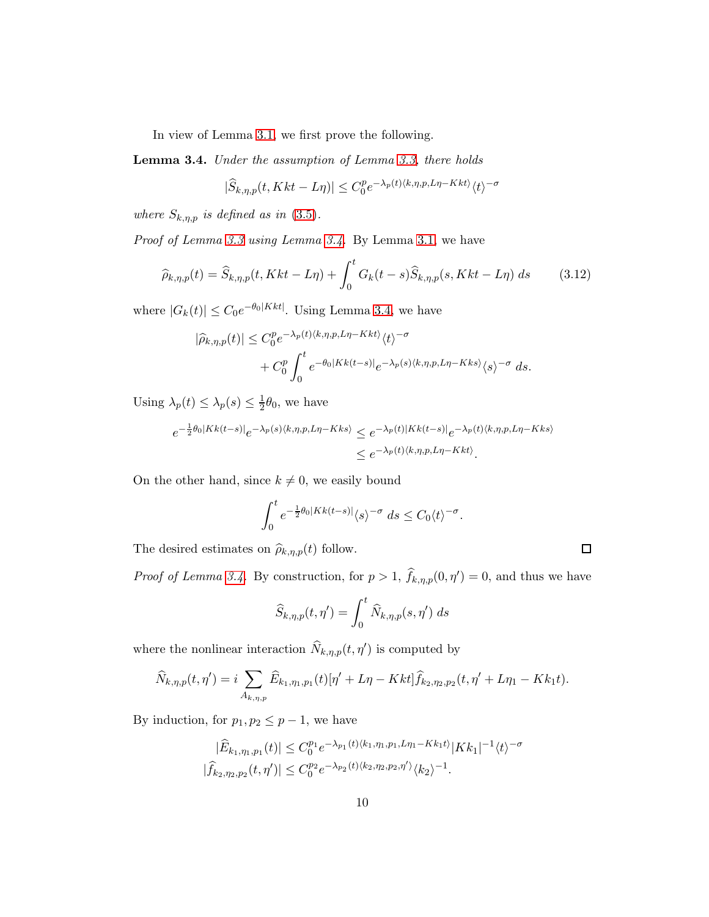In view of Lemma 3.1, we first prove the following.

**Lemma 3.4.** *Under the assumption of Lemma 3.3, there holds*

$$|\widehat{S}_{k,\eta,p}(t, Kkt - L\eta)| \le C_0^p e^{-\lambda_p(t)\langle k,\eta,p,L\eta - Kkt\rangle}\langle t\rangle^{-\sigma}$$

*where $S_{k,\eta,p}$ is defined as in (3.5).*

*Proof of Lemma 3.3 using Lemma 3.4.* By Lemma 3.1, we have

$$\widehat{\rho}_{k,\eta,p}(t) = \widehat{S}_{k,\eta,p}(t, Kkt - L\eta) + \int_0^t G_k(t-s)\widehat{S}_{k,\eta,p}(s, Kkt - L\eta)\, ds \tag{3.12}$$

where $|G_k(t)| \le C_0 e^{-\theta_0|Kkt|}$. Using Lemma 3.4, we have

$$\begin{aligned}
|\widehat{\rho}_{k,\eta,p}(t)| &\le C_0^p e^{-\lambda_p(t)\langle k,\eta,p,L\eta - Kkt\rangle}\langle t\rangle^{-\sigma} \\
&\quad + C_0^p \int_0^t e^{-\theta_0|Kk(t-s)|} e^{-\lambda_p(s)\langle k,\eta,p,L\eta - Kks\rangle}\langle s\rangle^{-\sigma}\, ds.
\end{aligned}$$

Using $\lambda_p(t) \le \lambda_p(s) \le \frac{1}{2}\theta_0$, we have

$$\begin{aligned}
e^{-\frac{1}{2}\theta_0|Kk(t-s)|} e^{-\lambda_p(s)\langle k,\eta,p,L\eta - Kks\rangle} &\le e^{-\lambda_p(t)|Kk(t-s)|} e^{-\lambda_p(t)\langle k,\eta,p,L\eta - Kks\rangle} \\
&\le e^{-\lambda_p(t)\langle k,\eta,p,L\eta - Kkt\rangle}.
\end{aligned}$$

On the other hand, since $k \neq 0$, we easily bound

$$\int_0^t e^{-\frac{1}{2}\theta_0|Kk(t-s)|}\langle s\rangle^{-\sigma}\, ds \le C_0\langle t\rangle^{-\sigma}.$$

The desired estimates on $\widehat{\rho}_{k,\eta,p}(t)$ follow. $\square$

*Proof of Lemma 3.4.* By construction, for $p > 1$, $\widehat{f}_{k,\eta,p}(0,\eta') = 0$, and thus we have

$$\widehat{S}_{k,\eta,p}(t,\eta') = \int_0^t \widehat{N}_{k,\eta,p}(s,\eta')\, ds$$

where the nonlinear interaction $\widehat{N}_{k,\eta,p}(t,\eta')$ is computed by

$$\widehat{N}_{k,\eta,p}(t,\eta') = i\sum_{A_{k,\eta,p}} \widehat{E}_{k_1,\eta_1,p_1}(t)[\eta' + L\eta - Kkt]\widehat{f}_{k_2,\eta_2,p_2}(t, \eta' + L\eta_1 - Kk_1 t).$$

By induction, for $p_1, p_2 \le p-1$, we have

$$\begin{aligned}
|\widehat{E}_{k_1,\eta_1,p_1}(t)| &\le C_0^{p_1} e^{-\lambda_{p_1}(t)\langle k_1,\eta_1,p_1,L\eta_1 - Kk_1 t\rangle}|Kk_1|^{-1}\langle t\rangle^{-\sigma} \\
|\widehat{f}_{k_2,\eta_2,p_2}(t,\eta')| &\le C_0^{p_2} e^{-\lambda_{p_2}(t)\langle k_2,\eta_2,p_2,\eta'\rangle}\langle k_2\rangle^{-1}.
\end{aligned}$$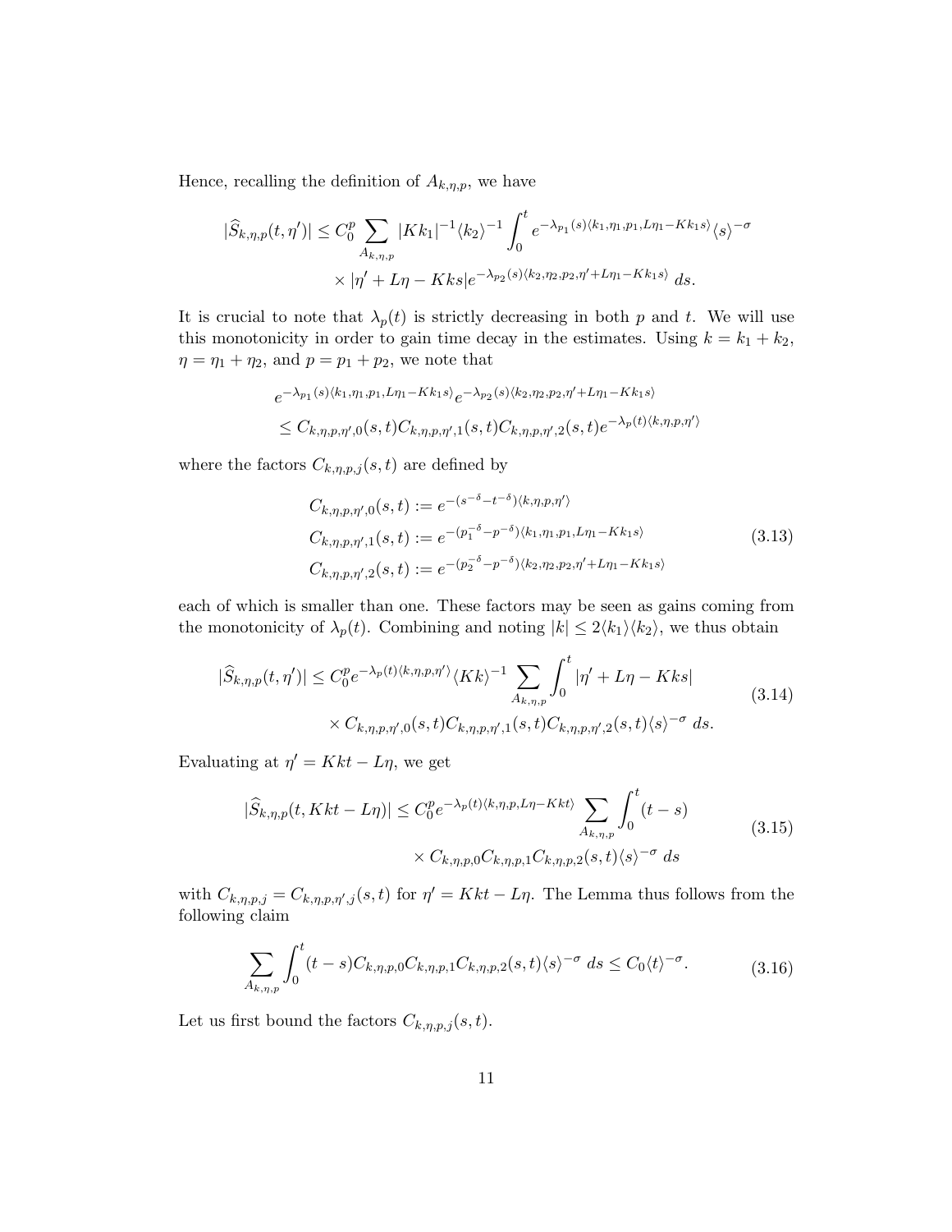Hence, recalling the definition of $A_{k,\eta,p}$, we have

$$
\begin{aligned}
|\widehat{S}_{k,\eta,p}(t,\eta')| \leq C_0^p \sum_{A_{k,\eta,p}} |Kk_1|^{-1}\langle k_2\rangle^{-1} \int_0^t e^{-\lambda_{p_1}(s)\langle k_1,\eta_1,p_1,L\eta_1-Kk_1s\rangle}\langle s\rangle^{-\sigma} \\
\times |\eta' + L\eta - Kks| e^{-\lambda_{p_2}(s)\langle k_2,\eta_2,p_2,\eta'+L\eta_1-Kk_1s\rangle}\, ds.
\end{aligned}
$$

It is crucial to note that $\lambda_p(t)$ is strictly decreasing in both $p$ and $t$. We will use this monotonicity in order to gain time decay in the estimates. Using $k = k_1 + k_2$, $\eta = \eta_1 + \eta_2$, and $p = p_1 + p_2$, we note that

$$
\begin{aligned}
& e^{-\lambda_{p_1}(s)\langle k_1,\eta_1,p_1,L\eta_1-Kk_1s\rangle} e^{-\lambda_{p_2}(s)\langle k_2,\eta_2,p_2,\eta'+L\eta_1-Kk_1s\rangle} \\
& \leq C_{k,\eta,p,\eta',0}(s,t)C_{k,\eta,p,\eta',1}(s,t)C_{k,\eta,p,\eta',2}(s,t)e^{-\lambda_p(t)\langle k,\eta,p,\eta'\rangle}
\end{aligned}
$$

where the factors $C_{k,\eta,p,j}(s,t)$ are defined by

$$
\begin{aligned}
C_{k,\eta,p,\eta',0}(s,t) &:= e^{-(s^{-\delta}-t^{-\delta})\langle k,\eta,p,\eta'\rangle} \\
C_{k,\eta,p,\eta',1}(s,t) &:= e^{-(p_1^{-\delta}-p^{-\delta})\langle k_1,\eta_1,p_1,L\eta_1-Kk_1s\rangle} \\
C_{k,\eta,p,\eta',2}(s,t) &:= e^{-(p_2^{-\delta}-p^{-\delta})\langle k_2,\eta_2,p_2,\eta'+L\eta_1-Kk_1s\rangle}
\end{aligned}
\tag{3.13}
$$

each of which is smaller than one. These factors may be seen as gains coming from the monotonicity of $\lambda_p(t)$. Combining and noting $|k| \leq 2\langle k_1\rangle\langle k_2\rangle$, we thus obtain

$$
\begin{aligned}
|\widehat{S}_{k,\eta,p}(t,\eta')| \leq C_0^p e^{-\lambda_p(t)\langle k,\eta,p,\eta'\rangle}\langle Kk\rangle^{-1} \sum_{A_{k,\eta,p}} \int_0^t |\eta' + L\eta - Kks| \\
\times C_{k,\eta,p,\eta',0}(s,t)C_{k,\eta,p,\eta',1}(s,t)C_{k,\eta,p,\eta',2}(s,t)\langle s\rangle^{-\sigma}\, ds.
\end{aligned}
\tag{3.14}
$$

Evaluating at $\eta' = Kkt - L\eta$, we get

$$
\begin{aligned}
|\widehat{S}_{k,\eta,p}(t, Kkt - L\eta)| \leq C_0^p e^{-\lambda_p(t)\langle k,\eta,p,L\eta-Kkt\rangle} \sum_{A_{k,\eta,p}} \int_0^t (t-s) \\
\times C_{k,\eta,p,0}C_{k,\eta,p,1}C_{k,\eta,p,2}(s,t)\langle s\rangle^{-\sigma}\, ds
\end{aligned}
\tag{3.15}
$$

with $C_{k,\eta,p,j} = C_{k,\eta,p,\eta',j}(s,t)$ for $\eta' = Kkt - L\eta$. The Lemma thus follows from the following claim

$$
\sum_{A_{k,\eta,p}} \int_0^t (t-s) C_{k,\eta,p,0}C_{k,\eta,p,1}C_{k,\eta,p,2}(s,t)\langle s\rangle^{-\sigma}\, ds \leq C_0\langle t\rangle^{-\sigma}. \tag{3.16}
$$

Let us first bound the factors $C_{k,\eta,p,j}(s,t)$.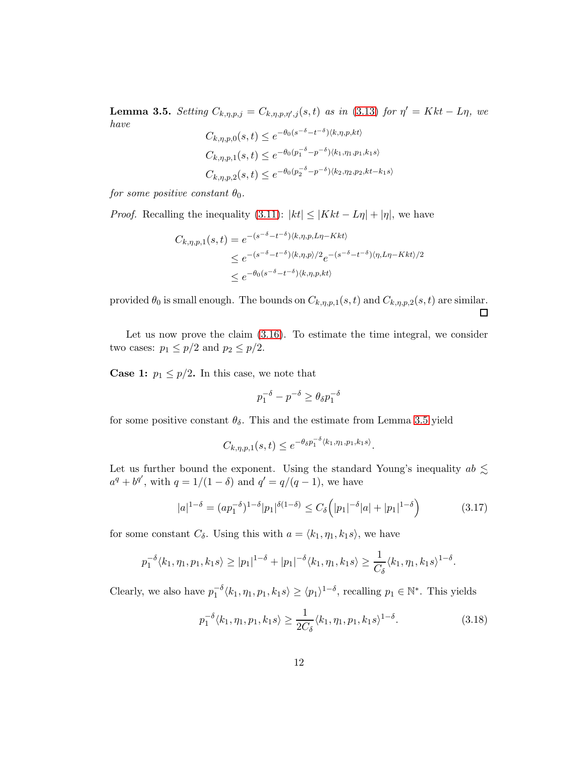**Lemma 3.5.** *Setting $C_{k,\eta,p,j} = C_{k,\eta,p,\eta',j}(s,t)$ as in (3.13) for $\eta' = Kkt - L\eta$, we have*

$$C_{k,\eta,p,0}(s,t) \le e^{-\theta_0 (s^{-\delta} - t^{-\delta})\langle k,\eta,p,kt\rangle}$$
$$C_{k,\eta,p,1}(s,t) \le e^{-\theta_0 (p_1^{-\delta} - p^{-\delta})\langle k_1,\eta_1,p_1,k_1 s\rangle}$$
$$C_{k,\eta,p,2}(s,t) \le e^{-\theta_0 (p_2^{-\delta} - p^{-\delta})\langle k_2,\eta_2,p_2,kt-k_1 s\rangle}$$

*for some positive constant $\theta_0$.*

*Proof.* Recalling the inequality (3.11): $|kt| \le |Kkt - L\eta| + |\eta|$, we have

$$\begin{aligned} C_{k,\eta,p,1}(s,t) &= e^{-(s^{-\delta} - t^{-\delta})\langle k,\eta,p,L\eta - Kkt\rangle} \\ &\le e^{-(s^{-\delta} - t^{-\delta})\langle k,\eta,p\rangle/2} e^{-(s^{-\delta} - t^{-\delta})\langle \eta,L\eta - Kkt\rangle/2} \\ &\le e^{-\theta_0 (s^{-\delta} - t^{-\delta})\langle k,\eta,p,kt\rangle} \end{aligned}$$

provided $\theta_0$ is small enough. The bounds on $C_{k,\eta,p,1}(s,t)$ and $C_{k,\eta,p,2}(s,t)$ are similar. $\square$

Let us now prove the claim (3.16). To estimate the time integral, we consider two cases: $p_1 \le p/2$ and $p_2 \le p/2$.

**Case 1: $p_1 \le p/2$.** In this case, we note that

$$p_1^{-\delta} - p^{-\delta} \ge \theta_\delta p_1^{-\delta}$$

for some positive constant $\theta_\delta$. This and the estimate from Lemma 3.5 yield

$$C_{k,\eta,p,1}(s,t) \le e^{-\theta_\delta p_1^{-\delta}\langle k_1,\eta_1,p_1,k_1 s\rangle}.$$

Let us further bound the exponent. Using the standard Young's inequality $ab \lesssim a^q + b^{q'}$, with $q = 1/(1-\delta)$ and $q' = q/(q-1)$, we have

$$|a|^{1-\delta} = (a p_1^{-\delta})^{1-\delta} |p_1|^{\delta(1-\delta)} \le C_\delta \Big( |p_1|^{-\delta}|a| + |p_1|^{1-\delta} \Big) \tag{3.17}$$

for some constant $C_\delta$. Using this with $a = \langle k_1, \eta_1, k_1 s\rangle$, we have

$$p_1^{-\delta}\langle k_1,\eta_1,p_1,k_1 s\rangle \ge |p_1|^{1-\delta} + |p_1|^{-\delta}\langle k_1,\eta_1,k_1 s\rangle \ge \frac{1}{C_\delta}\langle k_1,\eta_1,k_1 s\rangle^{1-\delta}.$$

Clearly, we also have $p_1^{-\delta}\langle k_1,\eta_1,p_1,k_1 s\rangle \ge \langle p_1\rangle^{1-\delta}$, recalling $p_1 \in \mathbb{N}^*$. This yields

$$p_1^{-\delta}\langle k_1,\eta_1,p_1,k_1 s\rangle \ge \frac{1}{2C_\delta}\langle k_1,\eta_1,p_1,k_1 s\rangle^{1-\delta}. \tag{3.18}$$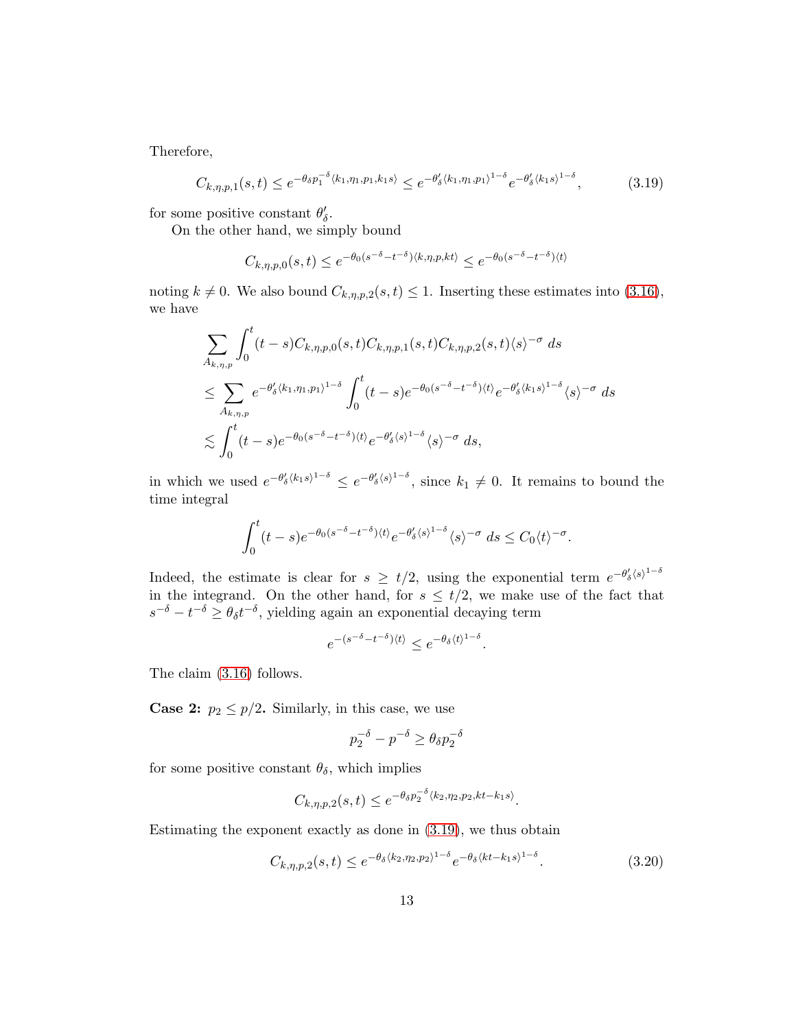Therefore,

$$C_{k,\eta,p,1}(s,t) \le e^{-\theta_\delta p_1^{-\delta}\langle k_1,\eta_1,p_1,k_1 s\rangle} \le e^{-\theta'_\delta \langle k_1,\eta_1,p_1\rangle^{1-\delta}} e^{-\theta'_\delta \langle k_1 s\rangle^{1-\delta}}, \tag{3.19}$$

for some positive constant $\theta'_\delta$.

On the other hand, we simply bound

$$C_{k,\eta,p,0}(s,t) \le e^{-\theta_0(s^{-\delta}-t^{-\delta})\langle k,\eta,p,kt\rangle} \le e^{-\theta_0(s^{-\delta}-t^{-\delta})\langle t\rangle}$$

noting $k \neq 0$. We also bound $C_{k,\eta,p,2}(s,t) \le 1$. Inserting these estimates into (3.16), we have

$$\begin{aligned}
&\sum_{A_{k,\eta,p}} \int_0^t (t-s) C_{k,\eta,p,0}(s,t) C_{k,\eta,p,1}(s,t) C_{k,\eta,p,2}(s,t) \langle s\rangle^{-\sigma}\, ds \\
&\le \sum_{A_{k,\eta,p}} e^{-\theta'_\delta \langle k_1,\eta_1,p_1\rangle^{1-\delta}} \int_0^t (t-s) e^{-\theta_0(s^{-\delta}-t^{-\delta})\langle t\rangle} e^{-\theta'_\delta \langle k_1 s\rangle^{1-\delta}} \langle s\rangle^{-\sigma}\, ds \\
&\lesssim \int_0^t (t-s) e^{-\theta_0(s^{-\delta}-t^{-\delta})\langle t\rangle} e^{-\theta'_\delta \langle s\rangle^{1-\delta}} \langle s\rangle^{-\sigma}\, ds,
\end{aligned}$$

in which we used $e^{-\theta'_\delta \langle k_1 s\rangle^{1-\delta}} \le e^{-\theta'_\delta \langle s\rangle^{1-\delta}}$, since $k_1 \neq 0$. It remains to bound the time integral

$$\int_0^t (t-s) e^{-\theta_0(s^{-\delta}-t^{-\delta})\langle t\rangle} e^{-\theta'_\delta \langle s\rangle^{1-\delta}} \langle s\rangle^{-\sigma}\, ds \le C_0 \langle t\rangle^{-\sigma}.$$

Indeed, the estimate is clear for $s \ge t/2$, using the exponential term $e^{-\theta'_\delta \langle s\rangle^{1-\delta}}$ in the integrand. On the other hand, for $s \le t/2$, we make use of the fact that $s^{-\delta} - t^{-\delta} \ge \theta_\delta t^{-\delta}$, yielding again an exponential decaying term

$$e^{-(s^{-\delta}-t^{-\delta})\langle t\rangle} \le e^{-\theta_\delta \langle t\rangle^{1-\delta}}.$$

The claim (3.16) follows.

**Case 2: $p_2 \le p/2$.** Similarly, in this case, we use

$$p_2^{-\delta} - p^{-\delta} \ge \theta_\delta p_2^{-\delta}$$

for some positive constant $\theta_\delta$, which implies

$$C_{k,\eta,p,2}(s,t) \le e^{-\theta_\delta p_2^{-\delta}\langle k_2,\eta_2,p_2,kt-k_1 s\rangle}.$$

Estimating the exponent exactly as done in (3.19), we thus obtain

$$C_{k,\eta,p,2}(s,t) \le e^{-\theta_\delta \langle k_2,\eta_2,p_2\rangle^{1-\delta}} e^{-\theta_\delta \langle kt-k_1 s\rangle^{1-\delta}}. \tag{3.20}$$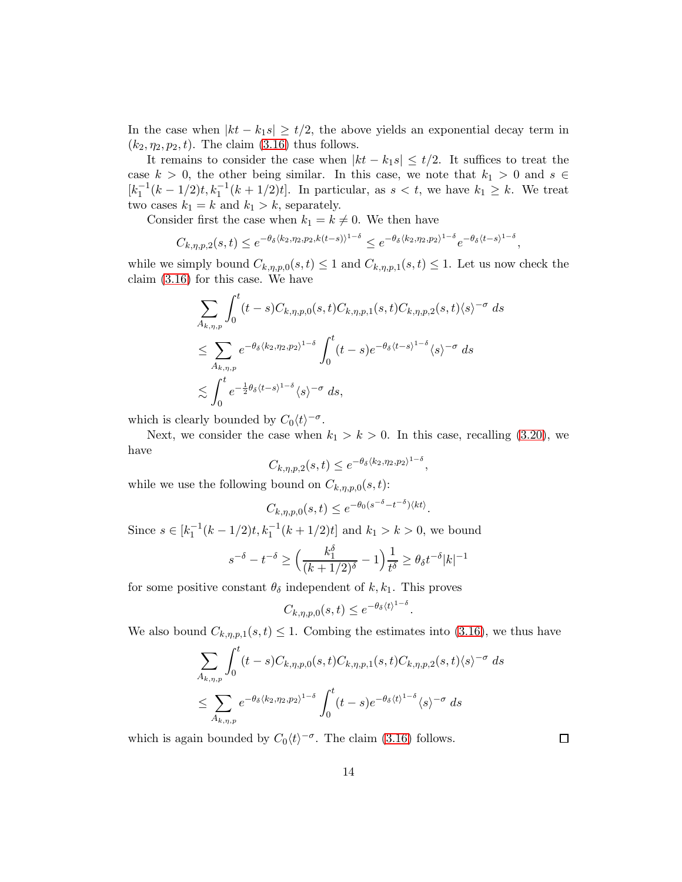In the case when $|kt - k_1 s| \geq t/2$, the above yields an exponential decay term in $(k_2, \eta_2, p_2, t)$. The claim (3.16) thus follows.

It remains to consider the case when $|kt - k_1 s| \leq t/2$. It suffices to treat the case $k > 0$, the other being similar. In this case, we note that $k_1 > 0$ and $s \in [k_1^{-1}(k - 1/2)t, k_1^{-1}(k + 1/2)t]$. In particular, as $s < t$, we have $k_1 \geq k$. We treat two cases $k_1 = k$ and $k_1 > k$, separately.

Consider first the case when $k_1 = k \neq 0$. We then have

$$C_{k,\eta,p,2}(s,t) \leq e^{-\theta_\delta \langle k_2, \eta_2, p_2, k(t-s)\rangle^{1-\delta}} \leq e^{-\theta_\delta \langle k_2, \eta_2, p_2\rangle^{1-\delta}} e^{-\theta_\delta \langle t-s\rangle^{1-\delta}},$$

while we simply bound $C_{k,\eta,p,0}(s,t) \leq 1$ and $C_{k,\eta,p,1}(s,t) \leq 1$. Let us now check the claim (3.16) for this case. We have

$$\begin{aligned}
&\sum_{A_{k,\eta,p}} \int_0^t (t-s) C_{k,\eta,p,0}(s,t) C_{k,\eta,p,1}(s,t) C_{k,\eta,p,2}(s,t) \langle s\rangle^{-\sigma}\, ds \\
&\leq \sum_{A_{k,\eta,p}} e^{-\theta_\delta \langle k_2, \eta_2, p_2\rangle^{1-\delta}} \int_0^t (t-s) e^{-\theta_\delta \langle t-s\rangle^{1-\delta}} \langle s\rangle^{-\sigma}\, ds \\
&\lesssim \int_0^t e^{-\frac{1}{2}\theta_\delta \langle t-s\rangle^{1-\delta}} \langle s\rangle^{-\sigma}\, ds,
\end{aligned}$$

which is clearly bounded by $C_0 \langle t\rangle^{-\sigma}$.

Next, we consider the case when $k_1 > k > 0$. In this case, recalling (3.20), we have

$$C_{k,\eta,p,2}(s,t) \leq e^{-\theta_\delta \langle k_2, \eta_2, p_2\rangle^{1-\delta}},$$

while we use the following bound on $C_{k,\eta,p,0}(s,t)$:

$$C_{k,\eta,p,0}(s,t) \leq e^{-\theta_0 (s^{-\delta} - t^{-\delta})\langle kt\rangle}.$$

Since $s \in [k_1^{-1}(k - 1/2)t, k_1^{-1}(k + 1/2)t]$ and $k_1 > k > 0$, we bound

$$s^{-\delta} - t^{-\delta} \geq \Big( \frac{k_1^\delta}{(k + 1/2)^\delta} - 1\Big) \frac{1}{t^\delta} \geq \theta_\delta t^{-\delta} |k|^{-1}$$

for some positive constant $\theta_\delta$ independent of $k, k_1$. This proves

$$C_{k,\eta,p,0}(s,t) \leq e^{-\theta_\delta \langle t\rangle^{1-\delta}}.$$

We also bound $C_{k,\eta,p,1}(s,t) \leq 1$. Combing the estimates into (3.16), we thus have

$$\begin{aligned}
&\sum_{A_{k,\eta,p}} \int_0^t (t-s) C_{k,\eta,p,0}(s,t) C_{k,\eta,p,1}(s,t) C_{k,\eta,p,2}(s,t) \langle s\rangle^{-\sigma}\, ds \\
&\leq \sum_{A_{k,\eta,p}} e^{-\theta_\delta \langle k_2, \eta_2, p_2\rangle^{1-\delta}} \int_0^t (t-s) e^{-\theta_\delta \langle t\rangle^{1-\delta}} \langle s\rangle^{-\sigma}\, ds
\end{aligned}$$

which is again bounded by $C_0 \langle t\rangle^{-\sigma}$. The claim (3.16) follows. ◻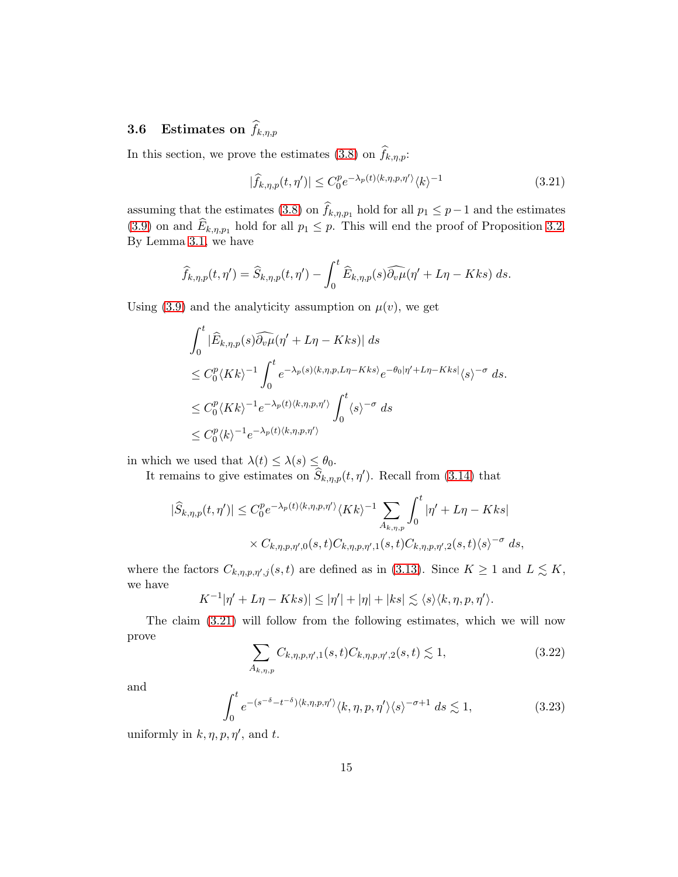### 3.6 Estimates on $\widehat{f}_{k,\eta,p}$

In this section, we prove the estimates (3.8) on $\widehat{f}_{k,\eta,p}$:

$$|\widehat{f}_{k,\eta,p}(t,\eta')| \le C_0^p e^{-\lambda_p(t)\langle k,\eta,p,\eta'\rangle}\langle k\rangle^{-1} \tag{3.21}$$

assuming that the estimates (3.8) on $\widehat{f}_{k,\eta,p_1}$ hold for all $p_1 \le p-1$ and the estimates (3.9) on and $\widehat{E}_{k,\eta,p_1}$ hold for all $p_1 \le p$. This will end the proof of Proposition 3.2. By Lemma 3.1, we have

$$\widehat{f}_{k,\eta,p}(t,\eta') = \widehat{S}_{k,\eta,p}(t,\eta') - \int_0^t \widehat{E}_{k,\eta,p}(s)\widehat{\partial_v\mu}(\eta' + L\eta - Kks)\, ds.$$

Using (3.9) and the analyticity assumption on $\mu(v)$, we get

$$\begin{aligned}
&\int_0^t |\widehat{E}_{k,\eta,p}(s)\widehat{\partial_v\mu}(\eta' + L\eta - Kks)|\, ds \\
&\le C_0^p\langle Kk\rangle^{-1}\int_0^t e^{-\lambda_p(s)\langle k,\eta,p,L\eta-Kks\rangle}e^{-\theta_0|\eta'+L\eta-Kks|}\langle s\rangle^{-\sigma}\, ds. \\
&\le C_0^p\langle Kk\rangle^{-1}e^{-\lambda_p(t)\langle k,\eta,p,\eta'\rangle}\int_0^t \langle s\rangle^{-\sigma}\, ds \\
&\le C_0^p\langle k\rangle^{-1}e^{-\lambda_p(t)\langle k,\eta,p,\eta'\rangle}
\end{aligned}$$

in which we used that $\lambda(t) \le \lambda(s) \le \theta_0$.

It remains to give estimates on $\widehat{S}_{k,\eta,p}(t,\eta')$. Recall from (3.14) that

$$\begin{aligned}
|\widehat{S}_{k,\eta,p}(t,\eta')| \le C_0^p e^{-\lambda_p(t)\langle k,\eta,p,\eta'\rangle}\langle Kk\rangle^{-1}\sum_{A_{k,\eta,p}}\int_0^t |\eta' + L\eta - Kks| \\
\times C_{k,\eta,p,\eta',0}(s,t)C_{k,\eta,p,\eta',1}(s,t)C_{k,\eta,p,\eta',2}(s,t)\langle s\rangle^{-\sigma}\, ds,
\end{aligned}$$

where the factors $C_{k,\eta,p,\eta',j}(s,t)$ are defined as in (3.13). Since $K \ge 1$ and $L \lesssim K$, we have

$$K^{-1}|\eta' + L\eta - Kks)| \le |\eta'| + |\eta| + |ks| \lesssim \langle s\rangle\langle k,\eta,p,\eta'\rangle.$$

The claim (3.21) will follow from the following estimates, which we will now prove

$$\sum_{A_{k,\eta,p}} C_{k,\eta,p,\eta',1}(s,t)C_{k,\eta,p,\eta',2}(s,t) \lesssim 1, \tag{3.22}$$

and

$$\int_0^t e^{-(s^{-\delta}-t^{-\delta})\langle k,\eta,p,\eta'\rangle}\langle k,\eta,p,\eta'\rangle\langle s\rangle^{-\sigma+1}\, ds \lesssim 1, \tag{3.23}$$

uniformly in $k,\eta,p,\eta'$, and $t$.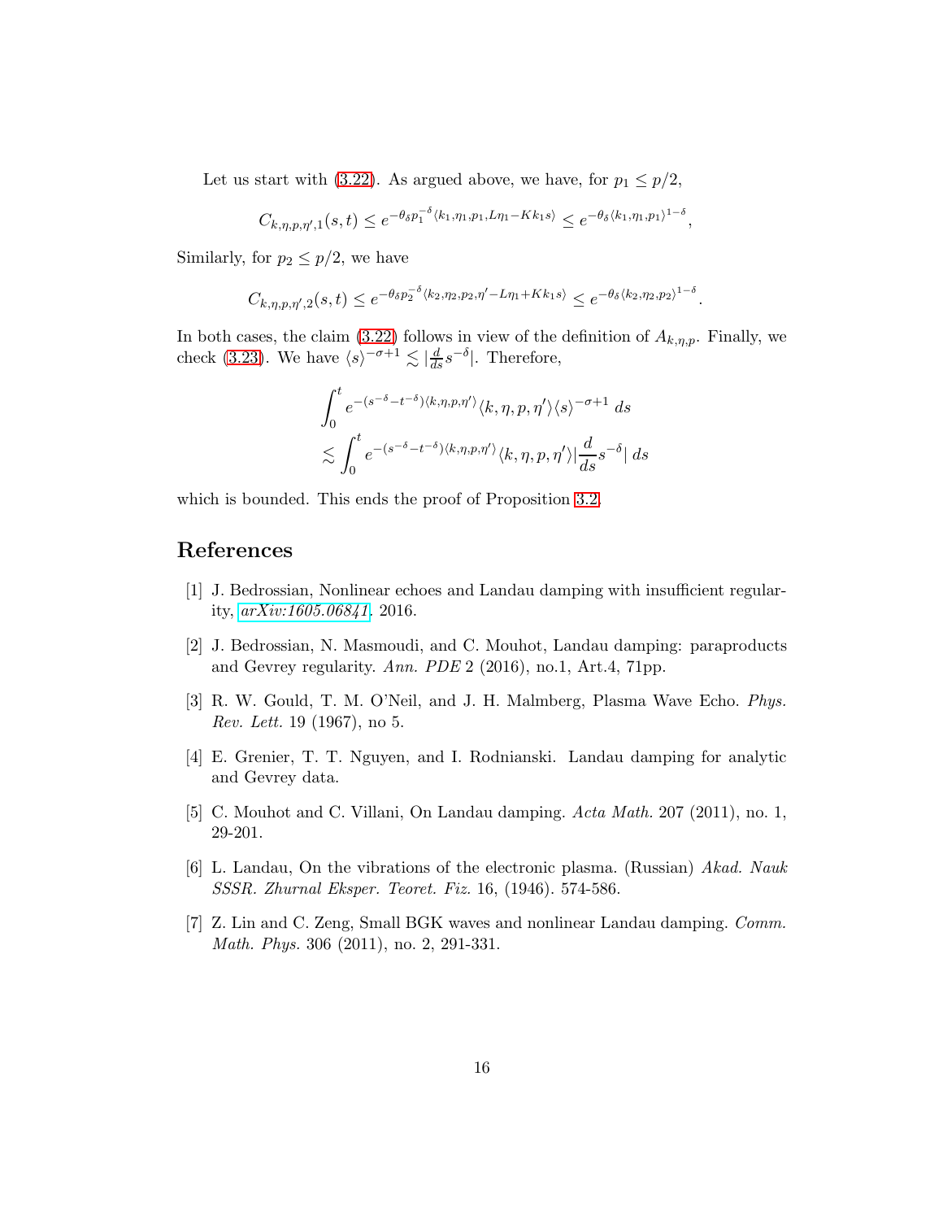Let us start with (3.22). As argued above, we have, for $p_1 \le p/2$,

$$C_{k,\eta,p,\eta',1}(s,t) \le e^{-\theta_\delta p_1^{-\delta}\langle k_1,\eta_1,p_1,L\eta_1 - Kk_1 s\rangle} \le e^{-\theta_\delta \langle k_1,\eta_1,p_1\rangle^{1-\delta}},$$

Similarly, for $p_2 \le p/2$, we have

$$C_{k,\eta,p,\eta',2}(s,t) \le e^{-\theta_\delta p_2^{-\delta}\langle k_2,\eta_2,p_2,\eta' - L\eta_1 + Kk_1 s\rangle} \le e^{-\theta_\delta \langle k_2,\eta_2,p_2\rangle^{1-\delta}}.$$

In both cases, the claim (3.22) follows in view of the definition of $A_{k,\eta,p}$. Finally, we check (3.23). We have $\langle s\rangle^{-\sigma+1} \lesssim |\frac{d}{ds}s^{-\delta}|$. Therefore,

$$\begin{aligned}
&\int_0^t e^{-(s^{-\delta}-t^{-\delta})\langle k,\eta,p,\eta'\rangle}\langle k,\eta,p,\eta'\rangle \langle s\rangle^{-\sigma+1}\;ds \\
&\lesssim \int_0^t e^{-(s^{-\delta}-t^{-\delta})\langle k,\eta,p,\eta'\rangle}\langle k,\eta,p,\eta'\rangle |\frac{d}{ds}s^{-\delta}|\;ds
\end{aligned}$$

which is bounded. This ends the proof of Proposition 3.2.

## References

[1] J. Bedrossian, Nonlinear echoes and Landau damping with insufficient regularity, *arXiv:1605.06841*. 2016.

[2] J. Bedrossian, N. Masmoudi, and C. Mouhot, Landau damping: paraproducts and Gevrey regularity. *Ann. PDE* 2 (2016), no.1, Art.4, 71pp.

[3] R. W. Gould, T. M. O'Neil, and J. H. Malmberg, Plasma Wave Echo. *Phys. Rev. Lett.* 19 (1967), no 5.

[4] E. Grenier, T. T. Nguyen, and I. Rodnianski. Landau damping for analytic and Gevrey data.

[5] C. Mouhot and C. Villani, On Landau damping. *Acta Math.* 207 (2011), no. 1, 29-201.

[6] L. Landau, On the vibrations of the electronic plasma. (Russian) *Akad. Nauk SSSR. Zhurnal Eksper. Teoret. Fiz.* 16, (1946). 574-586.

[7] Z. Lin and C. Zeng, Small BGK waves and nonlinear Landau damping. *Comm. Math. Phys.* 306 (2011), no. 2, 291-331.